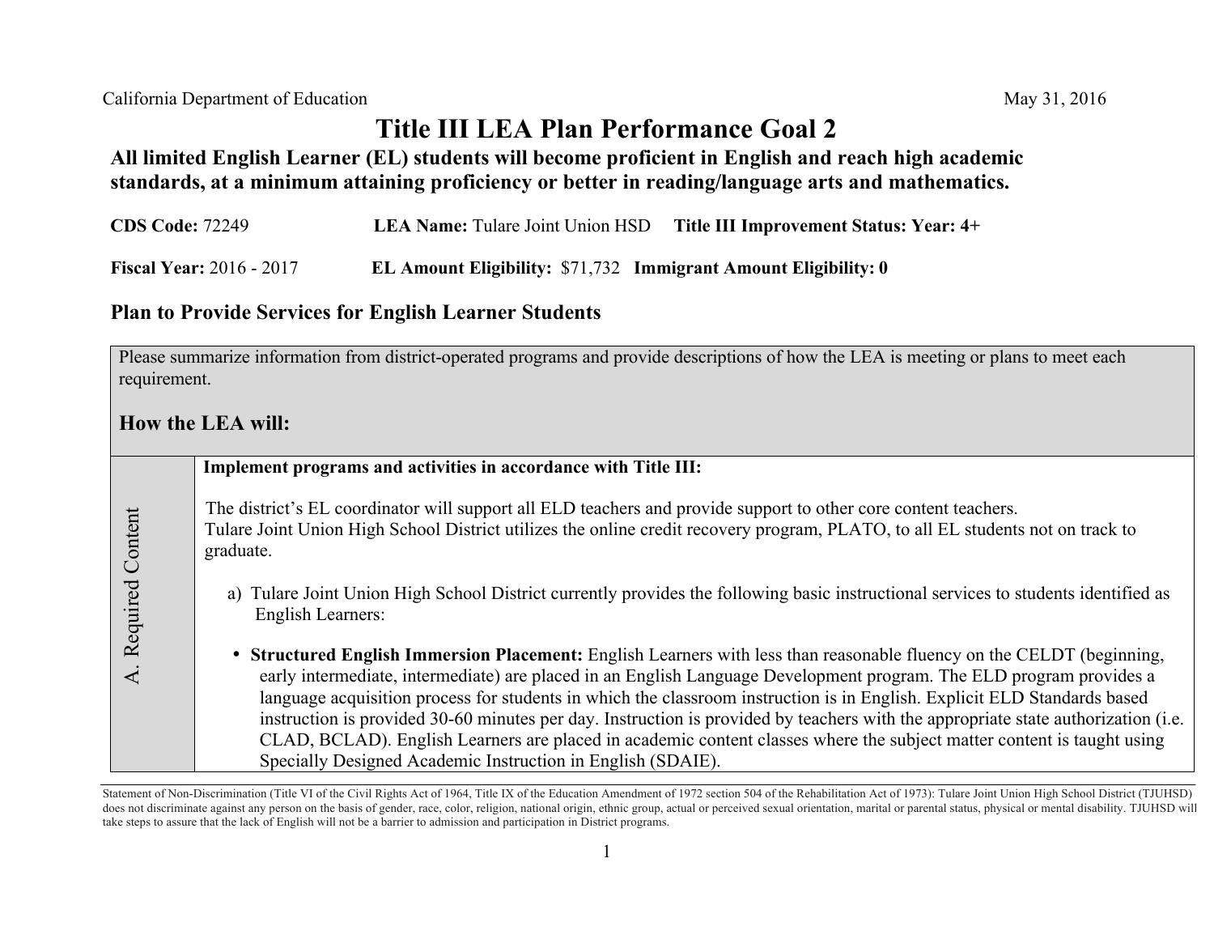# Title III LEA Plan Performance Goal 2

**All limited English Learner (EL) students will become proficient in English and reach high academic standards, at a minimum attaining proficiency or better in reading/language arts and mathematics.**

**CDS Code:** 72249 **LEA Name:** Tulare Joint Union HSD **Title III Improvement Status: Year: 4+**

**Fiscal Year:** 2016 - 2017 **EL Amount Eligibility:** $71,732 **Immigrant Amount Eligibility: 0**

## Plan to Provide Services for English Learner Students

Please summarize information from district-operated programs and provide descriptions of how the LEA is meeting or plans to meet each requirement.

### How the LEA will:

| A. Required Content | **Implement programs and activities in accordance with Title III:**<br><br>The district's EL coordinator will support all ELD teachers and provide support to other core content teachers.<br>Tulare Joint Union High School District utilizes the online credit recovery program, PLATO, to all EL students not on track to graduate.<br><br>a) Tulare Joint Union High School District currently provides the following basic instructional services to students identified as English Learners:<br><br>• **Structured English Immersion Placement:** English Learners with less than reasonable fluency on the CELDT (beginning, early intermediate, intermediate) are placed in an English Language Development program. The ELD program provides a language acquisition process for students in which the classroom instruction is in English. Explicit ELD Standards based instruction is provided 30-60 minutes per day. Instruction is provided by teachers with the appropriate state authorization (i.e. CLAD, BCLAD). English Learners are placed in academic content classes where the subject matter content is taught using Specially Designed Academic Instruction in English (SDAIE). |
|---|---|

Statement of Non-Discrimination (Title VI of the Civil Rights Act of 1964, Title IX of the Education Amendment of 1972 section 504 of the Rehabilitation Act of 1973): Tulare Joint Union High School District (TJUHSD) does not discriminate against any person on the basis of gender, race, color, religion, national origin, ethnic group, actual or perceived sexual orientation, marital or parental status, physical or mental disability. TJUHSD will take steps to assure that the lack of English will not be a barrier to admission and participation in District programs.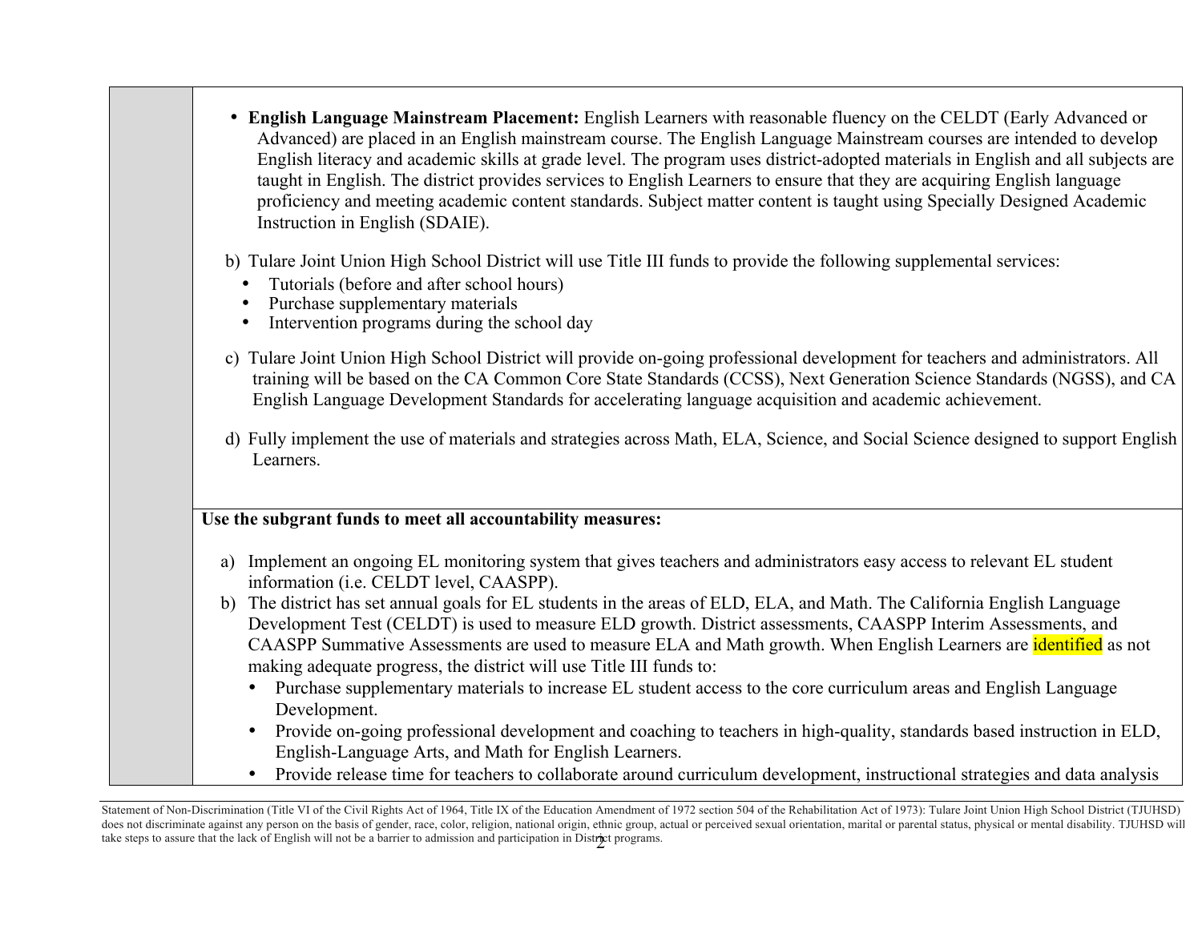- **English Language Mainstream Placement:** English Learners with reasonable fluency on the CELDT (Early Advanced or Advanced) are placed in an English mainstream course. The English Language Mainstream courses are intended to develop English literacy and academic skills at grade level. The program uses district-adopted materials in English and all subjects are taught in English. The district provides services to English Learners to ensure that they are acquiring English language proficiency and meeting academic content standards. Subject matter content is taught using Specially Designed Academic Instruction in English (SDAIE).

b) Tulare Joint Union High School District will use Title III funds to provide the following supplemental services:

- Tutorials (before and after school hours)
- Purchase supplementary materials
- Intervention programs during the school day

c) Tulare Joint Union High School District will provide on-going professional development for teachers and administrators. All training will be based on the CA Common Core State Standards (CCSS), Next Generation Science Standards (NGSS), and CA English Language Development Standards for accelerating language acquisition and academic achievement.

d) Fully implement the use of materials and strategies across Math, ELA, Science, and Social Science designed to support English Learners.

**Use the subgrant funds to meet all accountability measures:**

a) Implement an ongoing EL monitoring system that gives teachers and administrators easy access to relevant EL student information (i.e. CELDT level, CAASPP).

b) The district has set annual goals for EL students in the areas of ELD, ELA, and Math. The California English Language Development Test (CELDT) is used to measure ELD growth. District assessments, CAASPP Interim Assessments, and CAASPP Summative Assessments are used to measure ELA and Math growth. When English Learners are identified as not making adequate progress, the district will use Title III funds to:

- Purchase supplementary materials to increase EL student access to the core curriculum areas and English Language Development.
- Provide on-going professional development and coaching to teachers in high-quality, standards based instruction in ELD, English-Language Arts, and Math for English Learners.
- Provide release time for teachers to collaborate around curriculum development, instructional strategies and data analysis

Statement of Non-Discrimination (Title VI of the Civil Rights Act of 1964, Title IX of the Education Amendment of 1972 section 504 of the Rehabilitation Act of 1973): Tulare Joint Union High School District (TJUHSD) does not discriminate against any person on the basis of gender, race, color, religion, national origin, ethnic group, actual or perceived sexual orientation, marital or parental status, physical or mental disability. TJUHSD will take steps to assure that the lack of English will not be a barrier to admission and participation in District programs.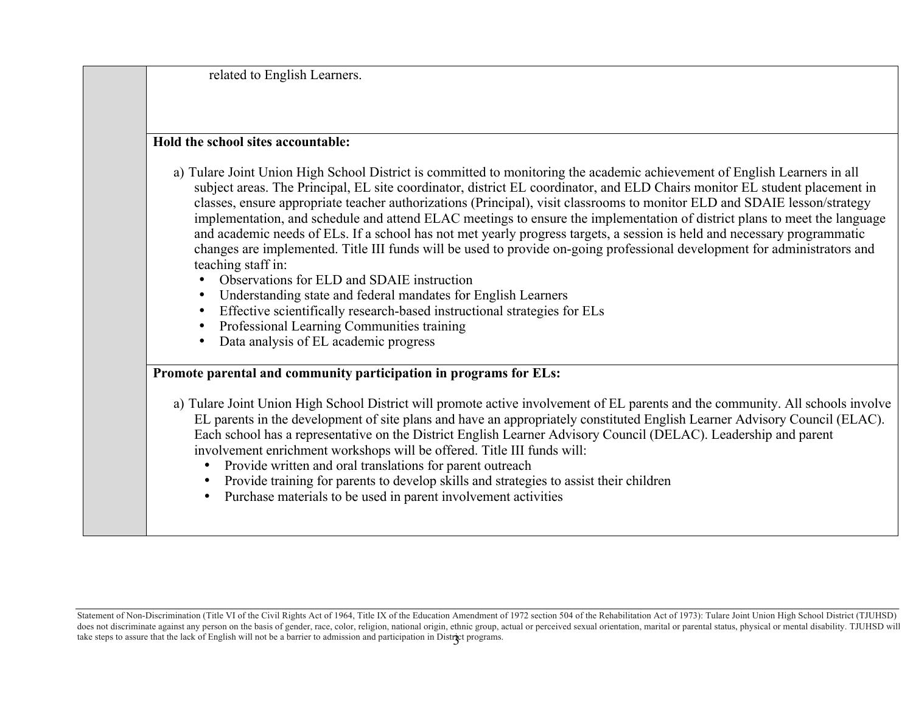related to English Learners.

**Hold the school sites accountable:**

a) Tulare Joint Union High School District is committed to monitoring the academic achievement of English Learners in all subject areas. The Principal, EL site coordinator, district EL coordinator, and ELD Chairs monitor EL student placement in classes, ensure appropriate teacher authorizations (Principal), visit classrooms to monitor ELD and SDAIE lesson/strategy implementation, and schedule and attend ELAC meetings to ensure the implementation of district plans to meet the language and academic needs of ELs. If a school has not met yearly progress targets, a session is held and necessary programmatic changes are implemented. Title III funds will be used to provide on-going professional development for administrators and teaching staff in:

- Observations for ELD and SDAIE instruction
- Understanding state and federal mandates for English Learners
- Effective scientifically research-based instructional strategies for ELs
- Professional Learning Communities training
- Data analysis of EL academic progress

**Promote parental and community participation in programs for ELs:**

a) Tulare Joint Union High School District will promote active involvement of EL parents and the community. All schools involve EL parents in the development of site plans and have an appropriately constituted English Learner Advisory Council (ELAC). Each school has a representative on the District English Learner Advisory Council (DELAC). Leadership and parent involvement enrichment workshops will be offered. Title III funds will:

- Provide written and oral translations for parent outreach
- Provide training for parents to develop skills and strategies to assist their children
- Purchase materials to be used in parent involvement activities

Statement of Non-Discrimination (Title VI of the Civil Rights Act of 1964, Title IX of the Education Amendment of 1972 section 504 of the Rehabilitation Act of 1973): Tulare Joint Union High School District (TJUHSD) does not discriminate against any person on the basis of gender, race, color, religion, national origin, ethnic group, actual or perceived sexual orientation, marital or parental status, physical or mental disability. TJUHSD will take steps to assure that the lack of English will not be a barrier to admission and participation in District programs.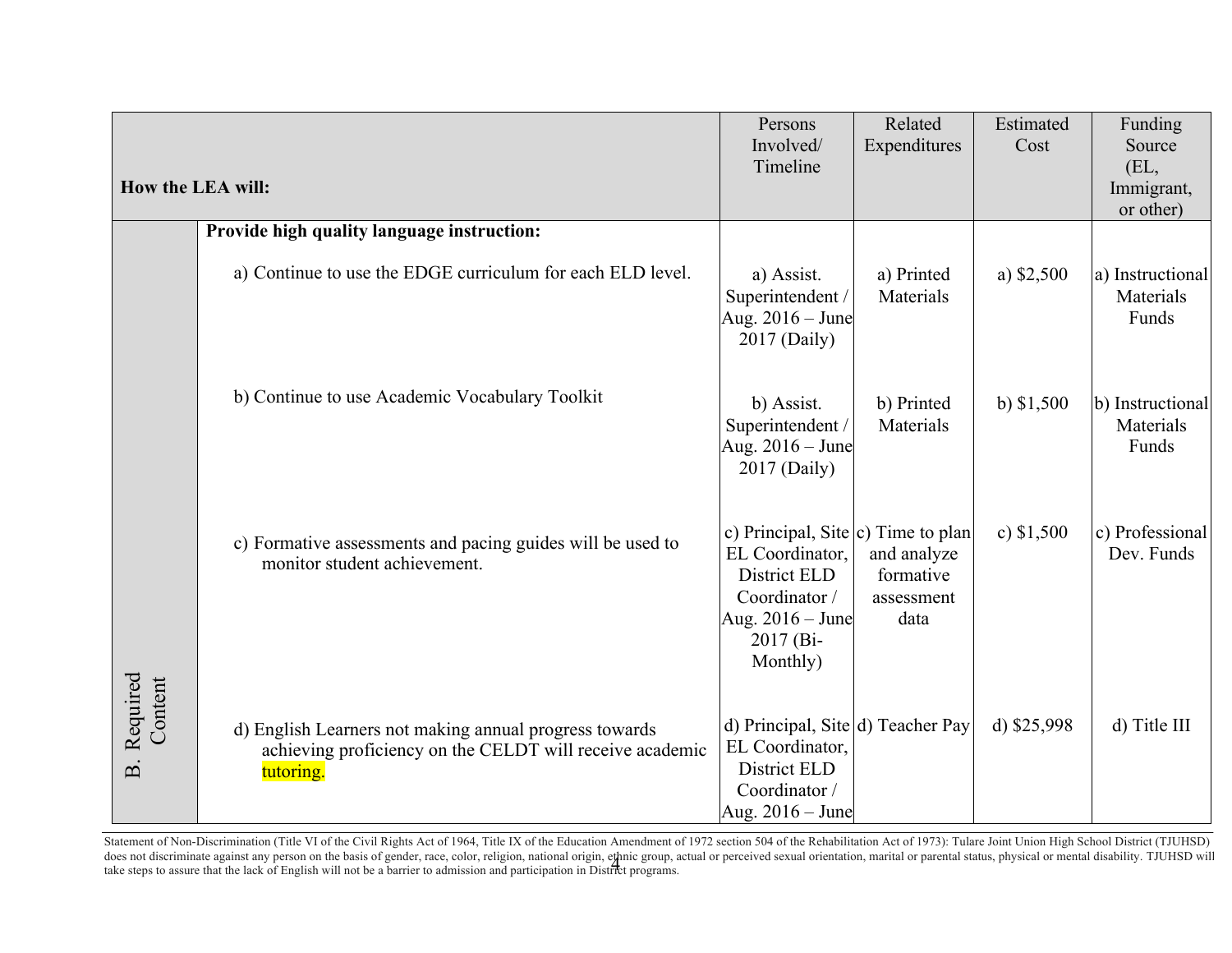| How the LEA will: | | Persons Involved/ Timeline | Related Expenditures | Estimated Cost | Funding Source (EL, Immigrant, or other) |
|---|---|---|---|---|---|
| B. Required Content | **Provide high quality language instruction:** | | | | |
| | a) Continue to use the EDGE curriculum for each ELD level. | a) Assist. Superintendent / Aug. 2016 – June 2017 (Daily) | a) Printed Materials | a) $2,500 | a) Instructional Materials Funds |
| | b) Continue to use Academic Vocabulary Toolkit | b) Assist. Superintendent / Aug. 2016 – June 2017 (Daily) | b) Printed Materials | b) $1,500 | b) Instructional Materials Funds |
| | c) Formative assessments and pacing guides will be used to monitor student achievement. | c) Principal, Site EL Coordinator, District ELD Coordinator / Aug. 2016 – June 2017 (Bi-Monthly) | c) Time to plan and analyze formative assessment data | c) $1,500 | c) Professional Dev. Funds |
| | d) English Learners not making annual progress towards achieving proficiency on the CELDT will receive academic tutoring. | d) Principal, Site EL Coordinator, District ELD Coordinator / Aug. 2016 – June | d) Teacher Pay | d) $25,998 | d) Title III |

Statement of Non-Discrimination (Title VI of the Civil Rights Act of 1964, Title IX of the Education Amendment of 1972 section 504 of the Rehabilitation Act of 1973): Tulare Joint Union High School District (TJUHSD) does not discriminate against any person on the basis of gender, race, color, religion, national origin, ethnic group, actual or perceived sexual orientation, marital or parental status, physical or mental disability. TJUHSD will take steps to assure that the lack of English will not be a barrier to admission and participation in District programs.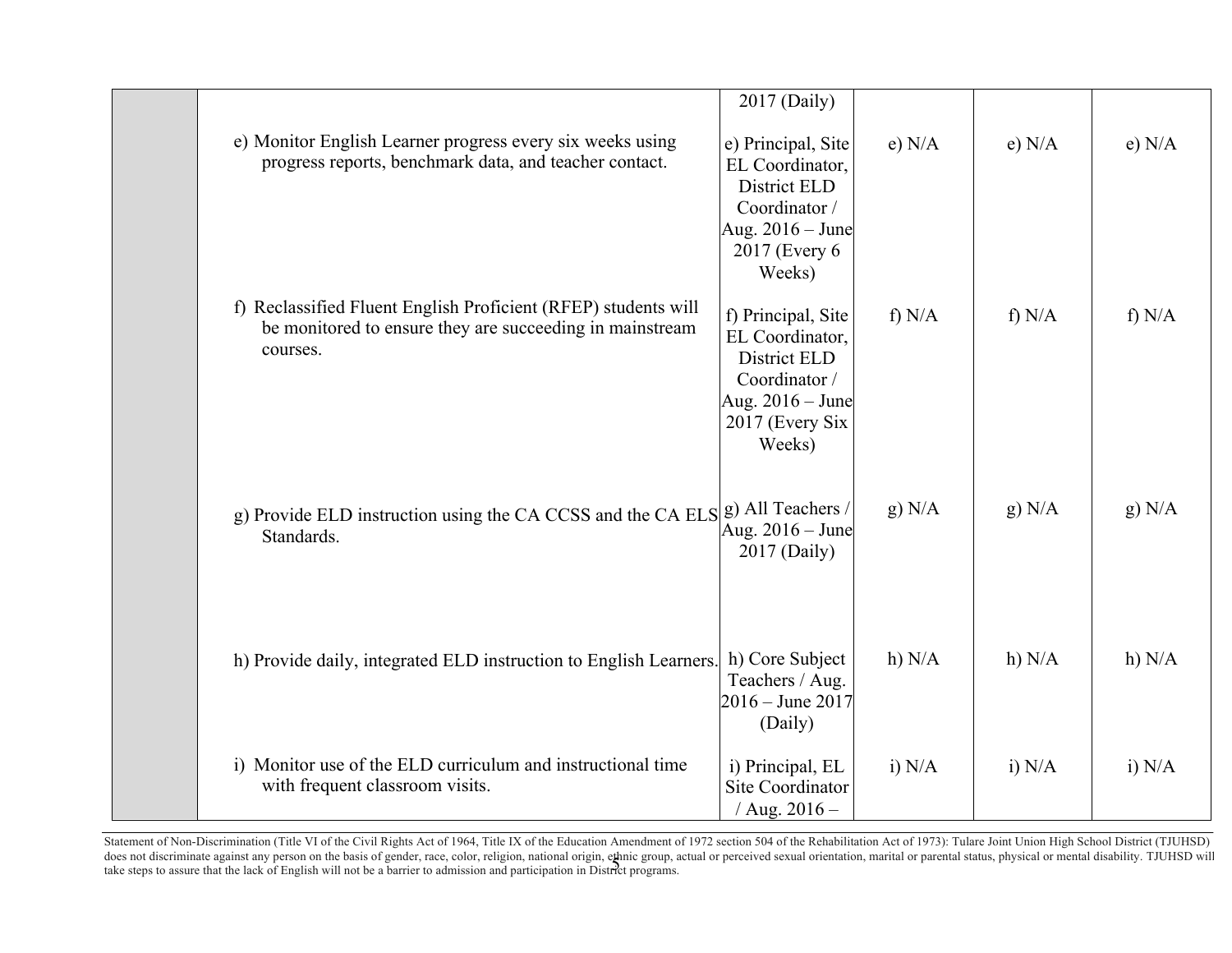| | | | | | |
|---|---|---|---|---|---|
| | | 2017 (Daily) | | | |
| | e) Monitor English Learner progress every six weeks using progress reports, benchmark data, and teacher contact. | e) Principal, Site EL Coordinator, District ELD Coordinator / Aug. 2016 – June 2017 (Every 6 Weeks) | e) N/A | e) N/A | e) N/A |
| | f) Reclassified Fluent English Proficient (RFEP) students will be monitored to ensure they are succeeding in mainstream courses. | f) Principal, Site EL Coordinator, District ELD Coordinator / Aug. 2016 – June 2017 (Every Six Weeks) | f) N/A | f) N/A | f) N/A |
| | g) Provide ELD instruction using the CA CCSS and the CA ELS Standards. | g) All Teachers / Aug. 2016 – June 2017 (Daily) | g) N/A | g) N/A | g) N/A |
| | h) Provide daily, integrated ELD instruction to English Learners. | h) Core Subject Teachers / Aug. 2016 – June 2017 (Daily) | h) N/A | h) N/A | h) N/A |
| | i) Monitor use of the ELD curriculum and instructional time with frequent classroom visits. | i) Principal, EL Site Coordinator / Aug. 2016 – | i) N/A | i) N/A | i) N/A |

Statement of Non-Discrimination (Title VI of the Civil Rights Act of 1964, Title IX of the Education Amendment of 1972 section 504 of the Rehabilitation Act of 1973): Tulare Joint Union High School District (TJUHSD) does not discriminate against any person on the basis of gender, race, color, religion, national origin, ethnic group, actual or perceived sexual orientation, marital or parental status, physical or mental disability. TJUHSD will take steps to assure that the lack of English will not be a barrier to admission and participation in District programs.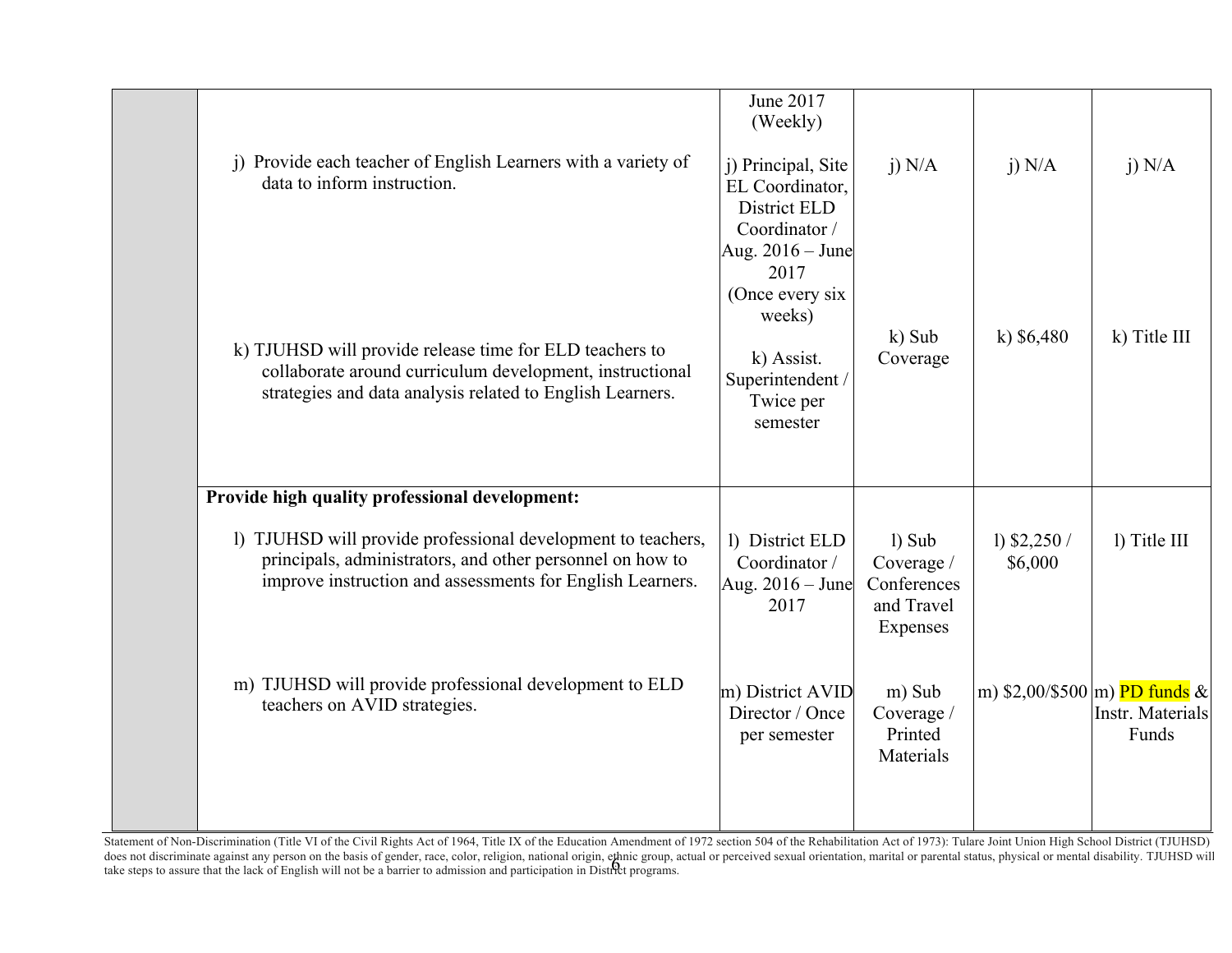| | | | | | |
|---|---|---|---|---|---|
| | j) Provide each teacher of English Learners with a variety of data to inform instruction. | June 2017 (Weekly)<br><br>j) Principal, Site EL Coordinator, District ELD Coordinator / Aug. 2016 – June 2017 (Once every six weeks) | j) N/A | j) N/A | j) N/A |
| | k) TJUHSD will provide release time for ELD teachers to collaborate around curriculum development, instructional strategies and data analysis related to English Learners. | k) Assist. Superintendent / Twice per semester | k) Sub Coverage | k) $6,480 | k) Title III |
| | **Provide high quality professional development:**<br><br>l) TJUHSD will provide professional development to teachers, principals, administrators, and other personnel on how to improve instruction and assessments for English Learners.<br><br>m) TJUHSD will provide professional development to ELD teachers on AVID strategies. | l) District ELD Coordinator / Aug. 2016 – June 2017<br><br>m) District AVID Director / Once per semester | l) Sub Coverage / Conferences and Travel Expenses<br><br>m) Sub Coverage / Printed Materials | l) $2,250 / $6,000<br><br>m) $2,00/$500 | l) Title III<br><br>m) PD funds & Instr. Materials Funds |

Statement of Non-Discrimination (Title VI of the Civil Rights Act of 1964, Title IX of the Education Amendment of 1972 section 504 of the Rehabilitation Act of 1973): Tulare Joint Union High School District (TJUHSD) does not discriminate against any person on the basis of gender, race, color, religion, national origin, ethnic group, actual or perceived sexual orientation, marital or parental status, physical or mental disability. TJUHSD will take steps to assure that the lack of English will not be a barrier to admission and participation in District programs.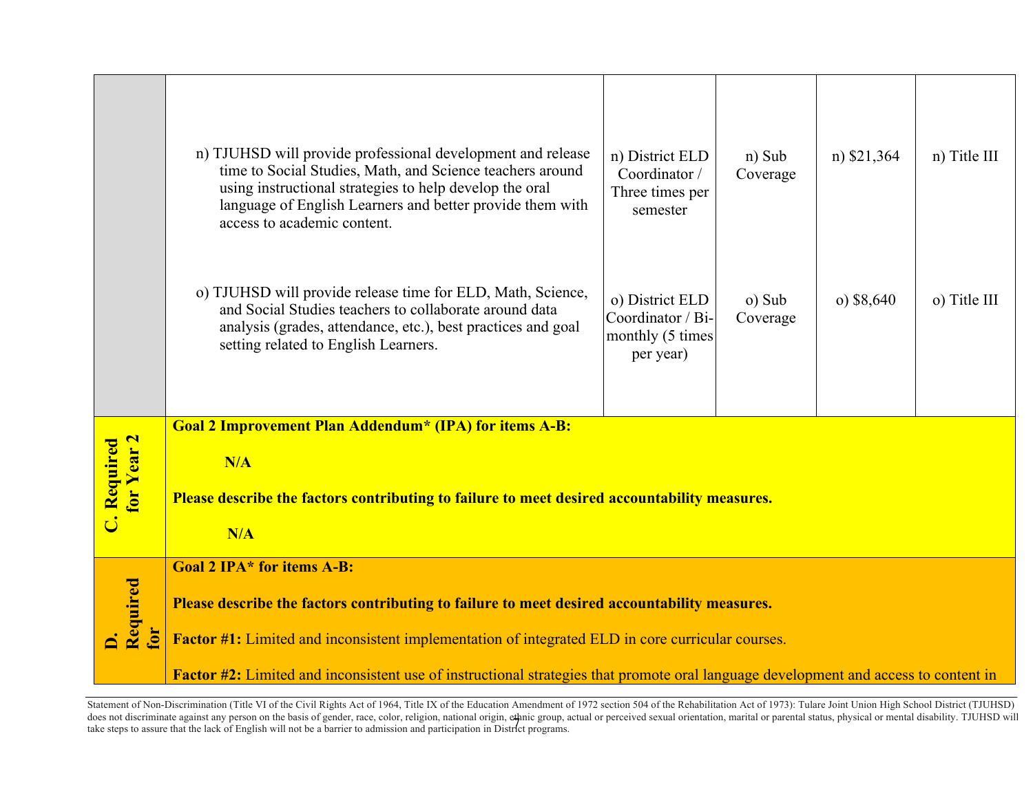| | | | | | |
|---|---|---|---|---|---|
| | n) TJUHSD will provide professional development and release time to Social Studies, Math, and Science teachers around using instructional strategies to help develop the oral language of English Learners and better provide them with access to academic content.<br><br>o) TJUHSD will provide release time for ELD, Math, Science, and Social Studies teachers to collaborate around data analysis (grades, attendance, etc.), best practices and goal setting related to English Learners. | n) District ELD Coordinator / Three times per semester<br><br>o) District ELD Coordinator / Bi-monthly (5 times per year) | n) Sub Coverage<br><br>o) Sub Coverage | n) $21,364<br><br>o) $8,640 | n) Title III<br><br>o) Title III |
| **C. Required for Year 2** | **Goal 2 Improvement Plan Addendum* (IPA) for items A-B:**<br><br>**N/A**<br><br>**Please describe the factors contributing to failure to meet desired accountability measures.**<br><br>**N/A** | | | | |
| **D. Required for** | **Goal 2 IPA* for items A-B:**<br><br>**Please describe the factors contributing to failure to meet desired accountability measures.**<br><br>**Factor #1:** Limited and inconsistent implementation of integrated ELD in core curricular courses.<br><br>**Factor #2:** Limited and inconsistent use of instructional strategies that promote oral language development and access to content in | | | | |

Statement of Non-Discrimination (Title VI of the Civil Rights Act of 1964, Title IX of the Education Amendment of 1972 section 504 of the Rehabilitation Act of 1973): Tulare Joint Union High School District (TJUHSD) does not discriminate against any person on the basis of gender, race, color, religion, national origin, ethnic group, actual or perceived sexual orientation, marital or parental status, physical or mental disability. TJUHSD will take steps to assure that the lack of English will not be a barrier to admission and participation in District programs.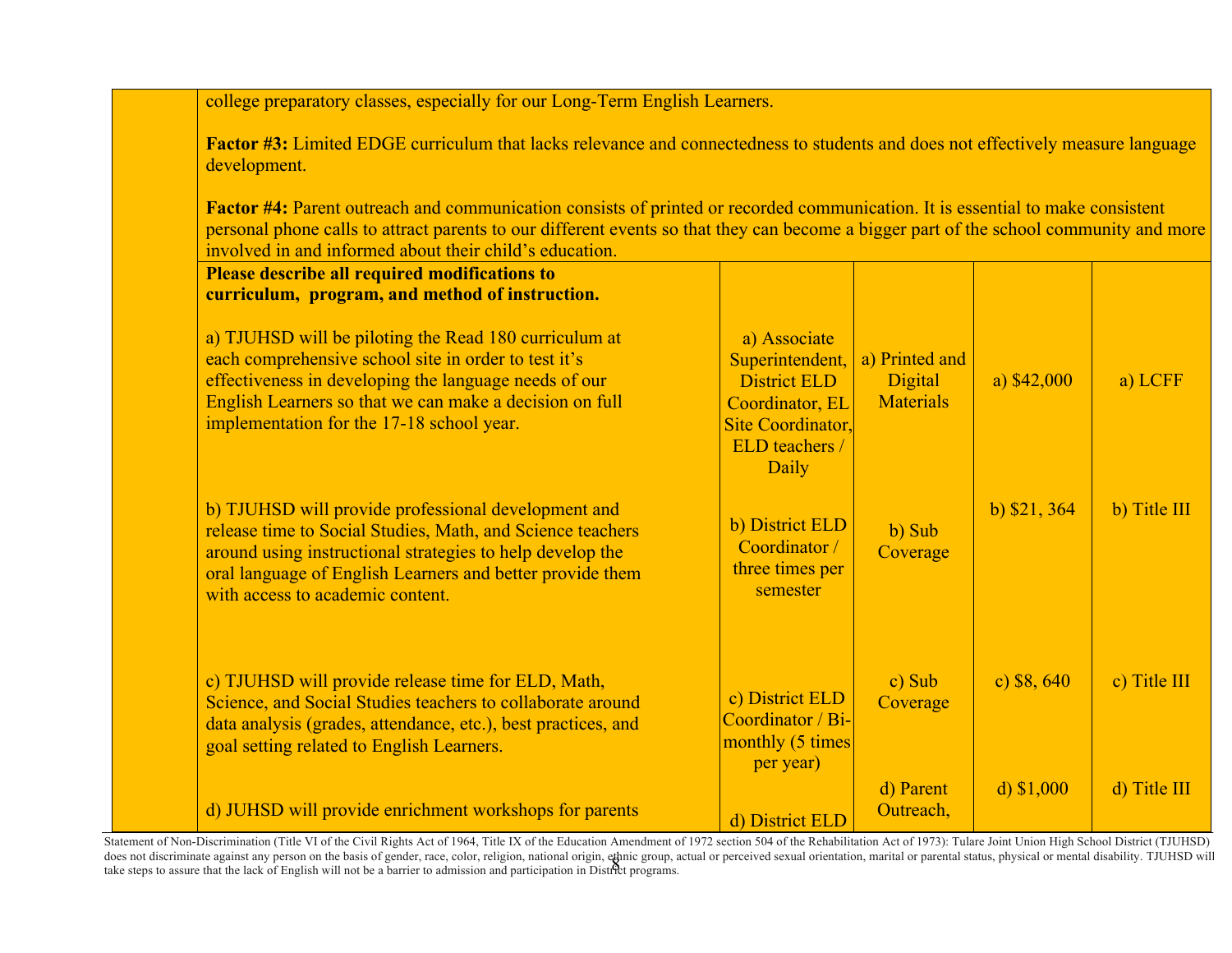college preparatory classes, especially for our Long-Term English Learners.

**Factor #3:** Limited EDGE curriculum that lacks relevance and connectedness to students and does not effectively measure language development.

**Factor #4:** Parent outreach and communication consists of printed or recorded communication. It is essential to make consistent personal phone calls to attract parents to our different events so that they can become a bigger part of the school community and more involved in and informed about their child's education.

| **Please describe all required modifications to curriculum, program, and method of instruction.** | | | | |
|---|---|---|---|---|
| a) TJUHSD will be piloting the Read 180 curriculum at each comprehensive school site in order to test it's effectiveness in developing the language needs of our English Learners so that we can make a decision on full implementation for the 17-18 school year. | a) Associate Superintendent, District ELD Coordinator, EL Site Coordinator, ELD teachers / Daily | a) Printed and Digital Materials | a) $42,000 | a) LCFF |
| b) TJUHSD will provide professional development and release time to Social Studies, Math, and Science teachers around using instructional strategies to help develop the oral language of English Learners and better provide them with access to academic content. | b) District ELD Coordinator / three times per semester | b) Sub Coverage | b) $21, 364 | b) Title III |
| c) TJUHSD will provide release time for ELD, Math, Science, and Social Studies teachers to collaborate around data analysis (grades, attendance, etc.), best practices, and goal setting related to English Learners. | c) District ELD Coordinator / Bi-monthly (5 times per year) | c) Sub Coverage | c) $8, 640 | c) Title III |
| d) JUHSD will provide enrichment workshops for parents | d) District ELD | d) Parent Outreach, | d) $1,000 | d) Title III |

Statement of Non-Discrimination (Title VI of the Civil Rights Act of 1964, Title IX of the Education Amendment of 1972 section 504 of the Rehabilitation Act of 1973): Tulare Joint Union High School District (TJUHSD) does not discriminate against any person on the basis of gender, race, color, religion, national origin, ethnic group, actual or perceived sexual orientation, marital or parental status, physical or mental disability. TJUHSD will take steps to assure that the lack of English will not be a barrier to admission and participation in District programs.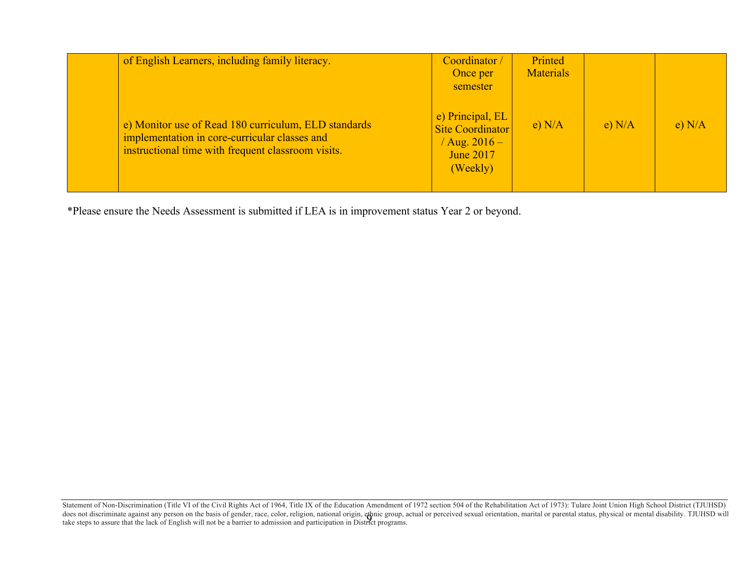| | | | | | |
|---|---|---|---|---|---|
| | of English Learners, including family literacy.<br><br>e) Monitor use of Read 180 curriculum, ELD standards implementation in core-curricular classes and instructional time with frequent classroom visits. | Coordinator / Once per semester<br><br>e) Principal, EL Site Coordinator / Aug. 2016 – June 2017 (Weekly) | Printed Materials<br><br>e) N/A | <br><br>e) N/A | <br><br>e) N/A |

*Please ensure the Needs Assessment is submitted if LEA is in improvement status Year 2 or beyond.

Statement of Non-Discrimination (Title VI of the Civil Rights Act of 1964, Title IX of the Education Amendment of 1972 section 504 of the Rehabilitation Act of 1973): Tulare Joint Union High School District (TJUHSD) does not discriminate against any person on the basis of gender, race, color, religion, national origin, ethnic group, actual or perceived sexual orientation, marital or parental status, physical or mental disability. TJUHSD will take steps to assure that the lack of English will not be a barrier to admission and participation in District programs.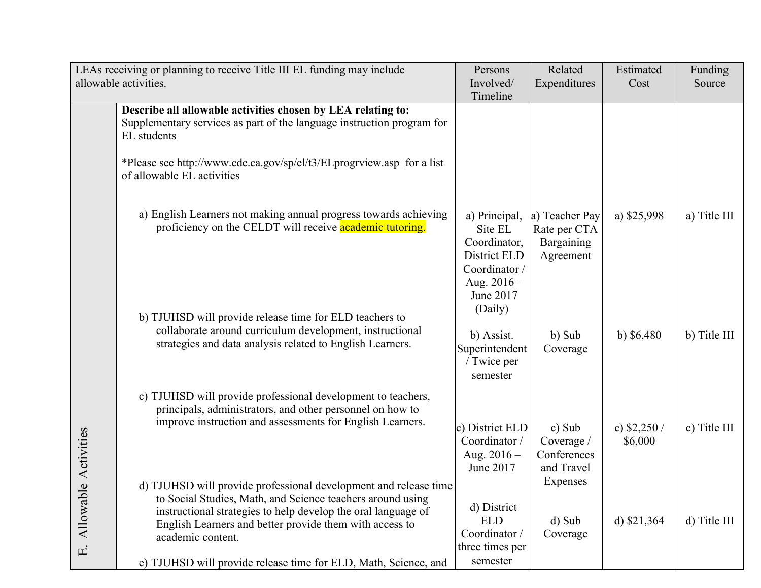| LEAs receiving or planning to receive Title III EL funding may include allowable activities. | | Persons Involved/ Timeline | Related Expenditures | Estimated Cost | Funding Source |
|---|---|---|---|---|---|
| E. Allowable Activities | **Describe all allowable activities chosen by LEA relating to:** Supplementary services as part of the language instruction program for EL students<br><br>*Please see http://www.cde.ca.gov/sp/el/t3/ELprogrview.asp for a list of allowable EL activities | | | | |
| | a) English Learners not making annual progress towards achieving proficiency on the CELDT will receive academic tutoring. | a) Principal, Site EL Coordinator, District ELD Coordinator / Aug. 2016 – June 2017 (Daily) | a) Teacher Pay Rate per CTA Bargaining Agreement | a) $25,998 | a) Title III |
| | b) TJUHSD will provide release time for ELD teachers to collaborate around curriculum development, instructional strategies and data analysis related to English Learners. | b) Assist. Superintendent / Twice per semester | b) Sub Coverage | b) $6,480 | b) Title III |
| | c) TJUHSD will provide professional development to teachers, principals, administrators, and other personnel on how to improve instruction and assessments for English Learners. | c) District ELD Coordinator / Aug. 2016 – June 2017 | c) Sub Coverage / Conferences and Travel Expenses | c) $2,250 / $6,000 | c) Title III |
| | d) TJUHSD will provide professional development and release time to Social Studies, Math, and Science teachers around using instructional strategies to help develop the oral language of English Learners and better provide them with access to academic content. | d) District ELD Coordinator / three times per semester | d) Sub Coverage | d) $21,364 | d) Title III |
| | e) TJUHSD will provide release time for ELD, Math, Science, and | | | | |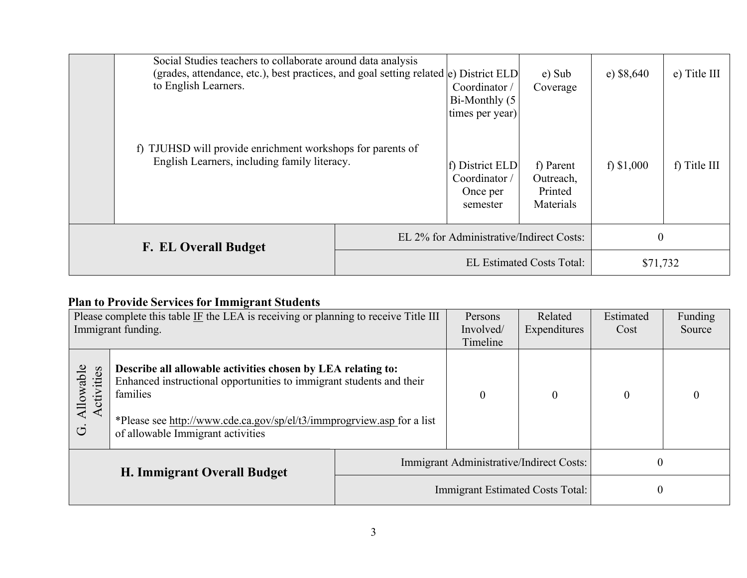| | | | | | |
|---|---|---|---|---|---|
| | Social Studies teachers to collaborate around data analysis (grades, attendance, etc.), best practices, and goal setting related to English Learners. | e) District ELD Coordinator / Bi-Monthly (5 times per year) | e) Sub Coverage | e) $8,640 | e) Title III |
| | f) TJUHSD will provide enrichment workshops for parents of English Learners, including family literacy. | f) District ELD Coordinator / Once per semester | f) Parent Outreach, Printed Materials | f) $1,000 | f) Title III |
| **F. EL Overall Budget** | | | EL 2% for Administrative/Indirect Costs: | 0 | |
| | | | EL Estimated Costs Total: | $71,732 | |

**Plan to Provide Services for Immigrant Students**

| Please complete this table IF the LEA is receiving or planning to receive Title III Immigrant funding. | | Persons Involved/ Timeline | Related Expenditures | Estimated Cost | Funding Source |
|---|---|---|---|---|---|
| G. Allowable Activities | **Describe all allowable activities chosen by LEA relating to:** Enhanced instructional opportunities to immigrant students and their families<br><br>*Please see http://www.cde.ca.gov/sp/el/t3/immprogrview.asp for a list of allowable Immigrant activities | 0 | 0 | 0 | 0 |
| **H. Immigrant Overall Budget** | | | Immigrant Administrative/Indirect Costs: | 0 | |
| | | | Immigrant Estimated Costs Total: | 0 | |